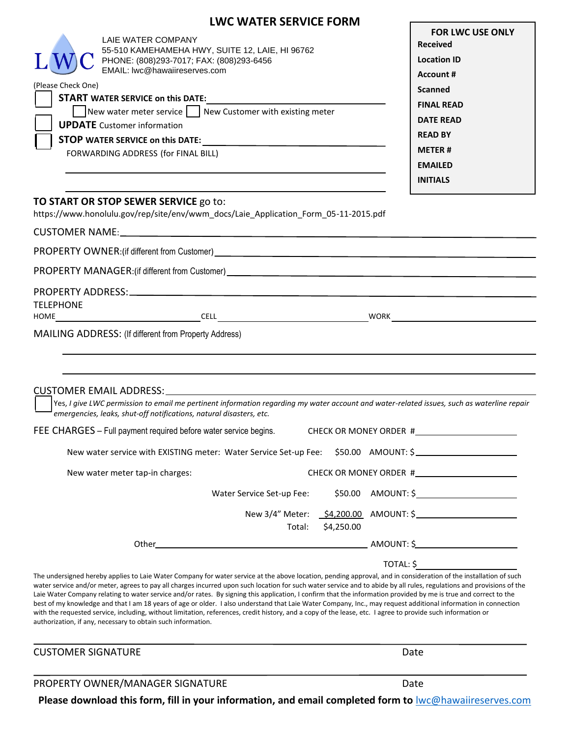# LWC WATER SERVICE FORM

LAIE WATER COMPANY
55-510 KAMEHAMEHA HWY, SUITE 12, LAIE, HI 96762
PHONE: (808)293-7017; FAX: (808)293-6456
EMAIL: lwc@hawaiireserves.com

**FOR LWC USE ONLY**
- **Received**
- **Location ID**
- **Account #**
- **Scanned**
- **FINAL READ**
- **DATE READ**
- **READ BY**
- **METER #**
- **EMAILED**
- **INITIALS**

(Please Check One)

☐ **START WATER SERVICE on this DATE:** ______________________

☐ New water meter service ☐ New Customer with existing meter

☐ **UPDATE** Customer information

☐ **STOP WATER SERVICE on this DATE:** ______________________

FORWARDING ADDRESS (for FINAL BILL)

______________________

______________________

**TO START OR STOP SEWER SERVICE** go to:
https://www.honolulu.gov/rep/site/env/wwm_docs/Laie_Application_Form_05-11-2015.pdf

CUSTOMER NAME: ______________________

PROPERTY OWNER:(if different from Customer) ______________________

PROPERTY MANAGER:(if different from Customer) ______________________

PROPERTY ADDRESS: ______________________

TELEPHONE
HOME ______________ CELL ______________ WORK ______________

MAILING ADDRESS: (If different from Property Address)

______________________

______________________

CUSTOMER EMAIL ADDRESS: ______________________

☐ Yes, *I give LWC permission to email me pertinent information regarding my water account and water-related issues, such as waterline repair emergencies, leaks, shut-off notifications, natural disasters, etc.*

FEE CHARGES – Full payment required before water service begins. CHECK OR MONEY ORDER # ______________

New water service with EXISTING meter: Water Service Set-up Fee: $50.00 AMOUNT: $ ______________

New water meter tap-in charges: CHECK OR MONEY ORDER # ______________

Water Service Set-up Fee: $50.00 AMOUNT: $ ______________

New 3/4" Meter: $4,200.00 AMOUNT: $ ______________

Total: $4,250.00

Other ______________________ AMOUNT: $ ______________

TOTAL: $ ______________

The undersigned hereby applies to Laie Water Company for water service at the above location, pending approval, and in consideration of the installation of such water service and/or meter, agrees to pay all charges incurred upon such location for such water service and to abide by all rules, regulations and provisions of the Laie Water Company relating to water service and/or rates. By signing this application, I confirm that the information provided by me is true and correct to the best of my knowledge and that I am 18 years of age or older. I also understand that Laie Water Company, Inc., may request additional information in connection with the requested service, including, without limitation, references, credit history, and a copy of the lease, etc. I agree to provide such information or authorization, if any, necessary to obtain such information.

______________________
CUSTOMER SIGNATURE Date

______________________
PROPERTY OWNER/MANAGER SIGNATURE Date

**Please download this form, fill in your information, and email completed form to** lwc@hawaiireserves.com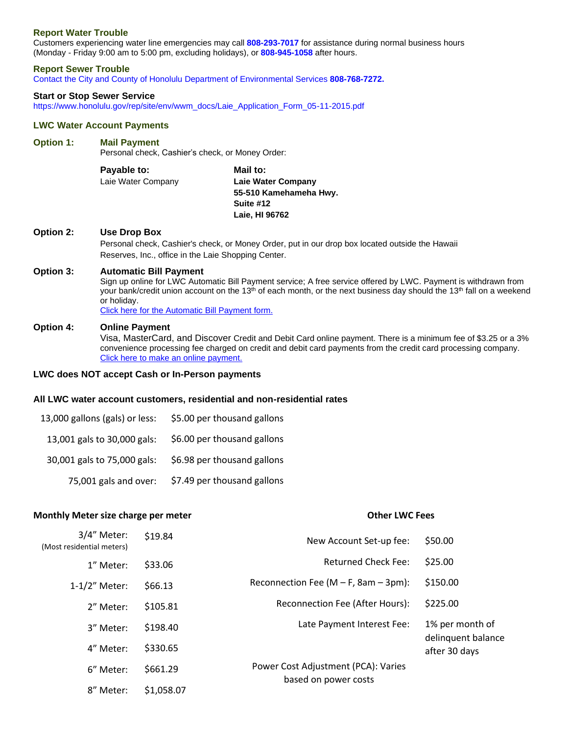### Report Water Trouble

Customers experiencing water line emergencies may call **808-293-7017** for assistance during normal business hours (Monday - Friday 9:00 am to 5:00 pm, excluding holidays), or **808-945-1058** after hours.

### Report Sewer Trouble

Contact the City and County of Honolulu Department of Environmental Services **808-768-7272.**

### Start or Stop Sewer Service

https://www.honolulu.gov/rep/site/env/wwm_docs/Laie_Application_Form_05-11-2015.pdf

### LWC Water Account Payments

**Option 1: Mail Payment**

Personal check, Cashier's check, or Money Order:

| **Payable to:** | **Mail to:** |
|---|---|
| Laie Water Company | **Laie Water Company**<br>**55-510 Kamehameha Hwy.**<br>**Suite #12**<br>**Laie, HI 96762** |

**Option 2: Use Drop Box**

Personal check, Cashier's check, or Money Order, put in our drop box located outside the Hawaii Reserves, Inc., office in the Laie Shopping Center.

**Option 3: Automatic Bill Payment**

Sign up online for LWC Automatic Bill Payment service; A free service offered by LWC. Payment is withdrawn from your bank/credit union account on the 13th of each month, or the next business day should the 13th fall on a weekend or holiday.

Click here for the Automatic Bill Payment form.

**Option 4: Online Payment**

Visa, MasterCard, and Discover Credit and Debit Card online payment. There is a minimum fee of $3.25 or a 3% convenience processing fee charged on credit and debit card payments from the credit card processing company.

Click here to make an online payment.

**LWC does NOT accept Cash or In-Person payments**

**All LWC water account customers, residential and non-residential rates**

| | |
|---|---|
| 13,000 gallons (gals) or less: | $5.00 per thousand gallons |
| 13,001 gals to 30,000 gals: | $6.00 per thousand gallons |
| 30,001 gals to 75,000 gals: | $6.98 per thousand gallons |
| 75,001 gals and over: | $7.49 per thousand gallons |

**Monthly Meter size charge per meter**

| | |
|---|---|
| 3/4" Meter: (Most residential meters) | $19.84 |
| 1" Meter: | $33.06 |
| 1-1/2" Meter: | $66.13 |
| 2" Meter: | $105.81 |
| 3" Meter: | $198.40 |
| 4" Meter: | $330.65 |
| 6" Meter: | $661.29 |
| 8" Meter: | $1,058.07 |

**Other LWC Fees**

| | |
|---|---|
| New Account Set-up fee: | $50.00 |
| Returned Check Fee: | $25.00 |
| Reconnection Fee (M – F, 8am – 3pm): | $150.00 |
| Reconnection Fee (After Hours): | $225.00 |
| Late Payment Interest Fee: | 1% per month of delinquent balance after 30 days |
| Power Cost Adjustment (PCA): Varies based on power costs | |